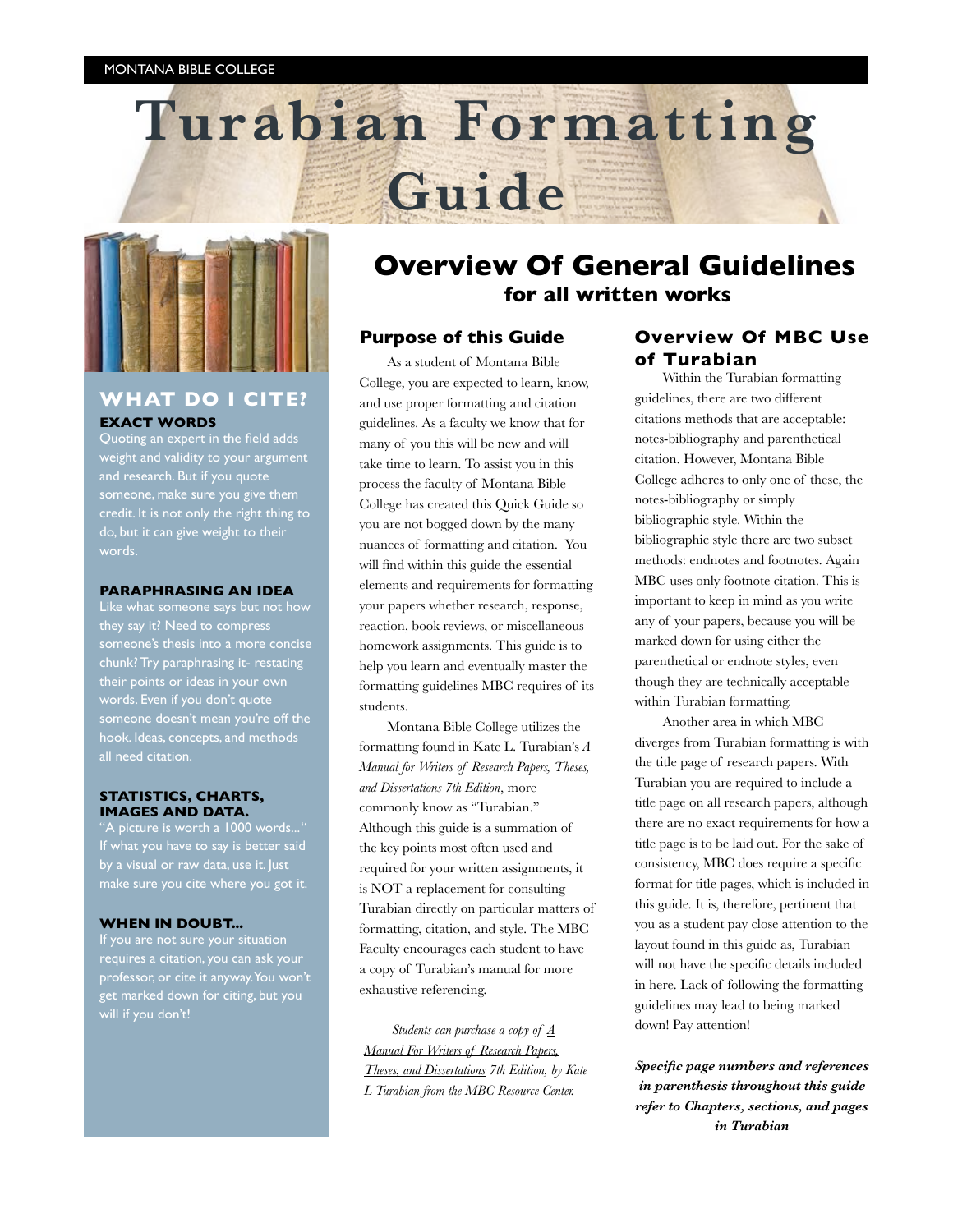MONTANA BIBLE COLLEGE

# Turabian Formatting Guide

## WHAT DO I CITE?

**EXACT WORDS**

Quoting an expert in the field adds weight and validity to your argument and research. But if you quote someone, make sure you give them credit. It is not only the right thing to do, but it can give weight to their words.

**PARAPHRASING AN IDEA**

Like what someone says but not how they say it? Need to compress someone's thesis into a more concise chunk? Try paraphrasing it- restating their points or ideas in your own words. Even if you don't quote someone doesn't mean you're off the hook. Ideas, concepts, and methods all need citation.

**STATISTICS, CHARTS, IMAGES AND DATA.**

"A picture is worth a 1000 words..." If what you have to say is better said by a visual or raw data, use it. Just make sure you cite where you got it.

**WHEN IN DOUBT...**

If you are not sure your situation requires a citation, you can ask your professor, or cite it anyway. You won't get marked down for citing, but you will if you don't!

## Overview Of General Guidelines
### for all written works

### Purpose of this Guide

As a student of Montana Bible College, you are expected to learn, know, and use proper formatting and citation guidelines. As a faculty we know that for many of you this will be new and will take time to learn. To assist you in this process the faculty of Montana Bible College has created this Quick Guide so you are not bogged down by the many nuances of formatting and citation. You will find within this guide the essential elements and requirements for formatting your papers whether research, response, reaction, book reviews, or miscellaneous homework assignments. This guide is to help you learn and eventually master the formatting guidelines MBC requires of its students.

Montana Bible College utilizes the formatting found in Kate L. Turabian's *A Manual for Writers of Research Papers, Theses, and Dissertations 7th Edition*, more commonly know as "Turabian." Although this guide is a summation of the key points most often used and required for your written assignments, it is NOT a replacement for consulting Turabian directly on particular matters of formatting, citation, and style. The MBC Faculty encourages each student to have a copy of Turabian's manual for more exhaustive referencing.

*Students can purchase a copy of A Manual For Writers of Research Papers, Theses, and Dissertations 7th Edition, by Kate L Turabian from the MBC Resource Center.*

### Overview Of MBC Use of Turabian

Within the Turabian formatting guidelines, there are two different citations methods that are acceptable: notes-bibliography and parenthetical citation. However, Montana Bible College adheres to only one of these, the notes-bibliography or simply bibliographic style. Within the bibliographic style there are two subset methods: endnotes and footnotes. Again MBC uses only footnote citation. This is important to keep in mind as you write any of your papers, because you will be marked down for using either the parenthetical or endnote styles, even though they are technically acceptable within Turabian formatting.

Another area in which MBC diverges from Turabian formatting is with the title page of research papers. With Turabian you are required to include a title page on all research papers, although there are no exact requirements for how a title page is to be laid out. For the sake of consistency, MBC does require a specific format for title pages, which is included in this guide. It is, therefore, pertinent that you as a student pay close attention to the layout found in this guide as, Turabian will not have the specific details included in here. Lack of following the formatting guidelines may lead to being marked down! Pay attention!

***Specific page numbers and references in parenthesis throughout this guide refer to Chapters, sections, and pages in Turabian***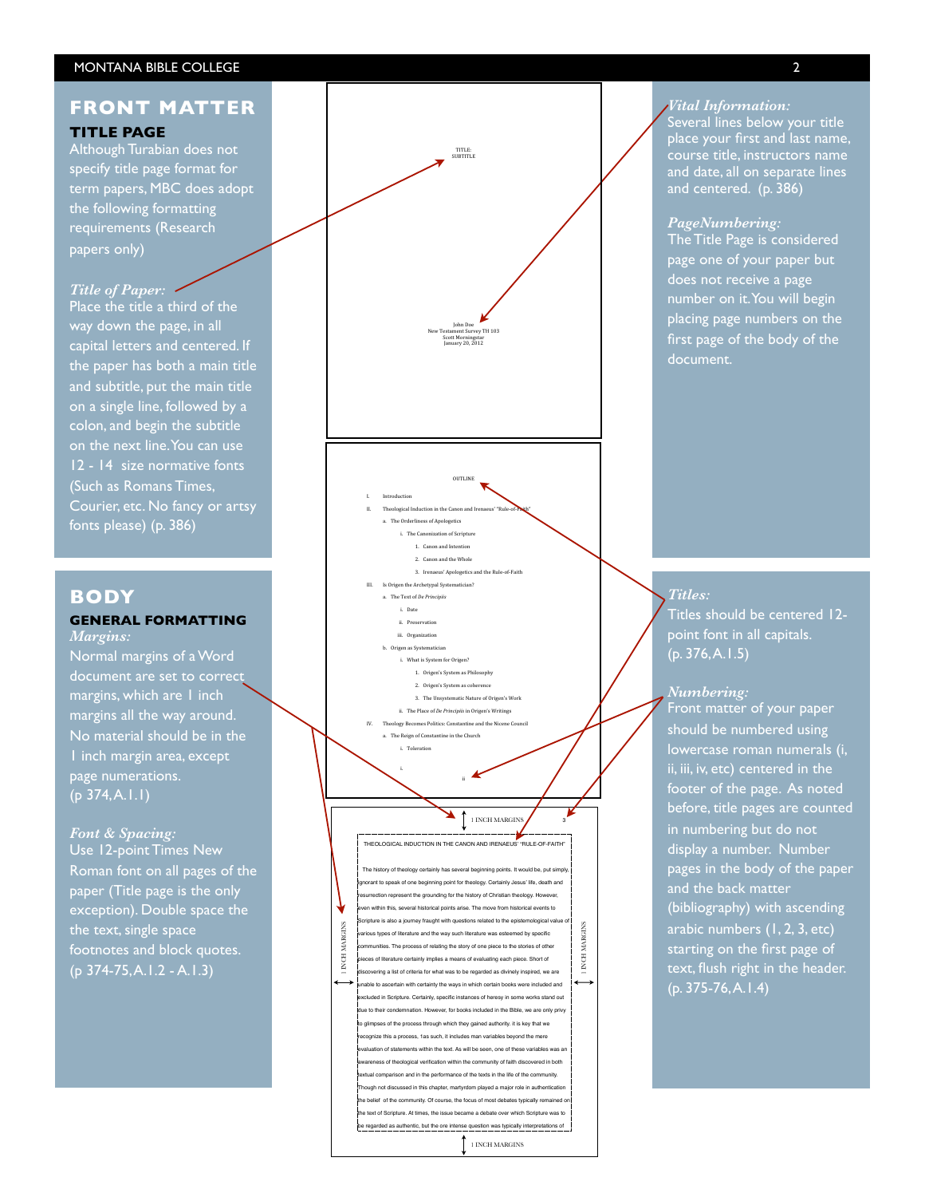# FRONT MATTER

## TITLE PAGE

Although Turabian does not specify title page format for term papers, MBC does adopt the following formatting requirements (Research papers only)

*Title of Paper:*
Place the title a third of the way down the page, in all capital letters and centered. If the paper has both a main title and subtitle, put the main title on a single line, followed by a colon, and begin the subtitle on the next line. You can use 12 - 14 size normative fonts (Such as Romans Times, Courier, etc. No fancy or artsy fonts please) (p. 386)

*Vital Information:*
Several lines below your title place your first and last name, course title, instructors name and date, all on separate lines and centered. (p. 386)

*PageNumbering:*
The Title Page is considered page one of your paper but does not receive a page number on it. You will begin placing page numbers on the first page of the body of the document.

TITLE:
SUBTITLE

John Doe
New Testament Survey TH 103
Scott Morningstar
January 20, 2012

OUTLINE

I. Introduction
II. Theological Induction in the Canon and Irenaeus' "Rule-of-Faith"
   a. The Orderliness of Apologetics
      i. The Canonization of Scripture
         1. Canon and Intention
         2. Canon and the Whole
         3. Irenaeus' Apologetics and the Rule-of-Faith
III. Is Origen the Archetypal Systematician?
   a. The Text of *De Principiis*
      i. Date
      ii. Preservation
      iii. Organization
   b. Origen as Systematician
      i. What is System for Origen?
         1. Origen's System as Philosophy
         2. Origen's System as coherence
         3. The Unsystematic Nature of Origen's Work
      ii. The Place of *De Principiis* in Origen's Writings
IV. Theology Becomes Politics: Constantine and the Nicene Council
   a. The Reign of Constantine in the Church
      i. Toleration

      i.

ii

*Titles:*
Titles should be centered 12-point font in all capitals. (p. 376, A.1.5)

*Numbering:*
Front matter of your paper should be numbered using lowercase roman numerals (i, ii, iii, iv, etc) centered in the footer of the page. As noted before, title pages are counted in numbering but do not display a number. Number pages in the body of the paper and the back matter (bibliography) with ascending arabic numbers (1, 2, 3, etc) starting on the first page of text, flush right in the header. (p. 375-76, A.1.4)

# BODY

## GENERAL FORMATTING

*Margins:*
Normal margins of a Word document are set to correct margins, which are 1 inch margins all the way around. No material should be in the 1 inch margin area, except page numerations. (p 374, A.1.1)

*Font & Spacing:*
Use 12-point Times New Roman font on all pages of the paper (Title page is the only exception). Double space the the text, single space footnotes and block quotes. (p 374-75, A.1.2 - A.1.3)

1 INCH MARGINS   3

THEOLOGICAL INDUCTION IN THE CANON AND IRENAEUS' "RULE-OF-FAITH"

The history of theology certainly has several beginning points. It would be, put simply, ignorant to speak of one beginning point for theology. Certainly Jesus' life, death and resurrection represent the grounding for the history of Christian theology. However, even within this, several historical points arise. The move from historical events to Scripture is also a journey fraught with questions related to the epistemological value of various types of literature and the way such literature was esteemed by specific communities. The process of relating the story of one piece to the stories of other pieces of literature certainly implies a means of evaluating each piece. Short of discovering a list of criteria for what was to be regarded as divinely inspired, we are unable to ascertain with certainty the ways in which certain books were included and excluded in Scripture. Certainly, specific instances of heresy in some works stand out due to their condemnation. However, for books included in the Bible, we are only privy to glimpses of the process through which they gained authority. It is key that we recognize this a process, 1as such, it includes man variables beyond the mere evaluation of statements within the text. As will be seen, one of these variables was an awareness of theological verification within the community of faith discovered in both textual comparison and in the performance of the texts in the life of the community. Though not discussed in this chapter, martyrdom played a major role in authentication the belief of the community. Of course, the focus of most debates typically remained on the text of Scripture. At times, the issue became a debate over which Scripture was to be regarded as authentic, but the ore intense question was typically interpretations of

1 INCH MARGINS   1 INCH MARGINS

1 INCH MARGINS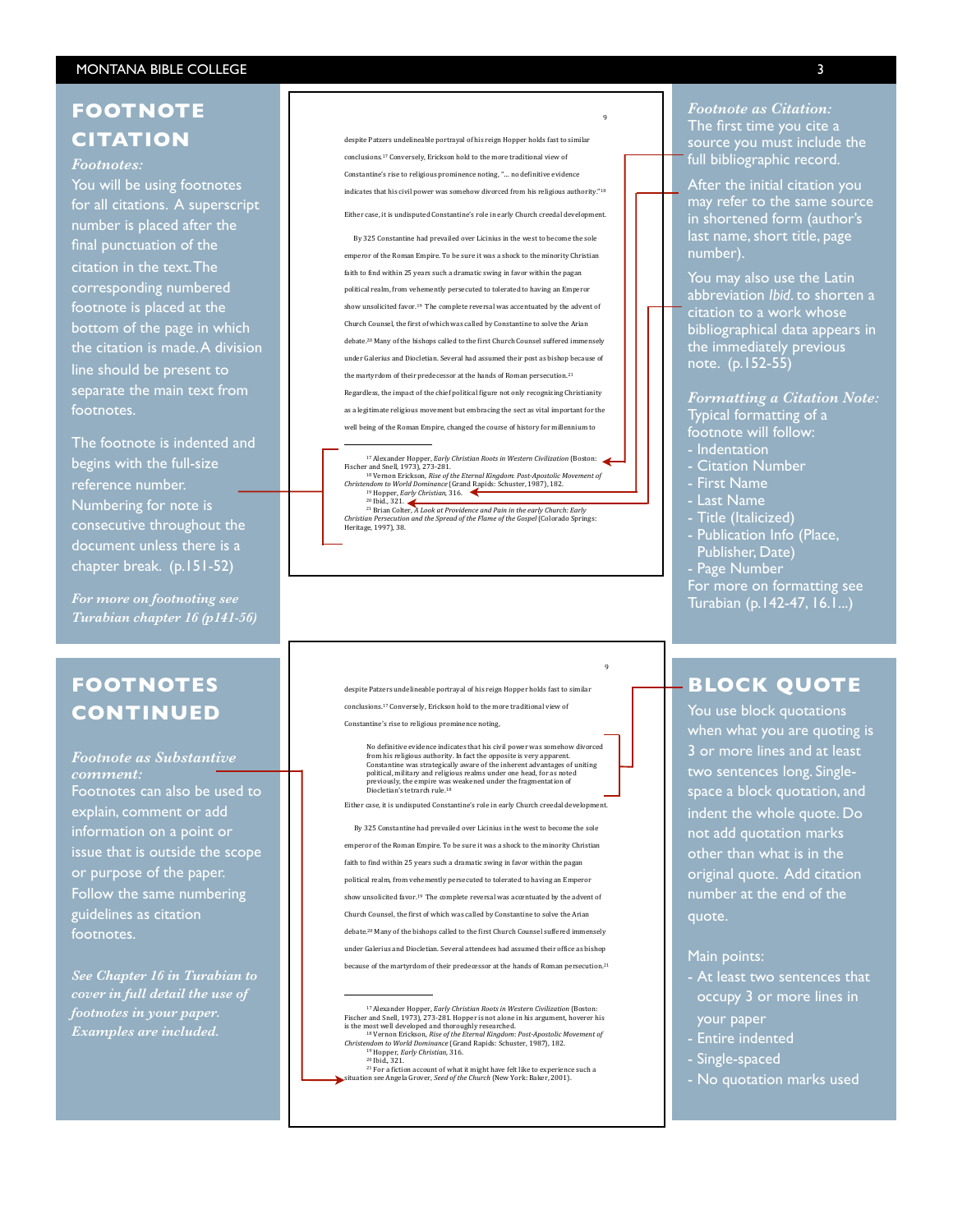## FOOTNOTE CITATION

*Footnotes:*

You will be using footnotes for all citations. A superscript number is placed after the final punctuation of the citation in the text. The corresponding numbered footnote is placed at the bottom of the page in which the citation is made. A division line should be present to separate the main text from footnotes.

The footnote is indented and begins with the full-size reference number. Numbering for note is consecutive throughout the document unless there is a chapter break. (p.151-52)

*For more on footnoting see Turabian chapter 16 (p141-56)*

9

despite Patzers undelineable portrayal of his reign Hopper holds fast to similar conclusions.[17] Conversely, Erickson hold to the more traditional view of Constantine's rise to religious prominence noting, "... no definitive evidence indicates that his civil power was somehow divorced from his religious authority."[18] Either case, it is undisputed Constantine's role in early Church creedal development.

By 325 Constantine had prevailed over Licinius in the west to become the sole emperor of the Roman Empire. To be sure it was a shock to the minority Christian faith to find within 25 years such a dramatic swing in favor within the pagan political realm, from vehemently persecuted to tolerated to having an Emperor show unsolicited favor.[19] The complete reversal was accentuated by the advent of Church Counsel, the first of which was called by Constantine to solve the Arian debate.[20] Many of the bishops called to the first Church Counsel suffered immensely under Galerius and Diocletian. Several had assumed their post as bishop because of the martyrdom of their predecessor at the hands of Roman persecution.[21] Regardless, the impact of the chief political figure not only recognizing Christianity as a legitimate religious movement but embracing the sect as vital important for the well being of the Roman Empire, changed the course of history for millennium to

---

17 Alexander Hopper, *Early Christian Roots in Western Civilization* (Boston: Fischer and Snell, 1973), 273-281.
18 Vernon Erickson, *Rise of the Eternal Kingdom: Post-Apostolic Movement of Christendom to World Dominance* (Grand Rapids: Schuster, 1987), 182.
19 Hopper, *Early Christian*, 316.
20 Ibid., 321.
21 Brian Colter, *A Look at Providence and Pain in the early Church: Early Christian Persecution and the Spread of the Flame of the Gospel* (Colorado Springs: Heritage, 1997), 38.

*Footnote as Citation:*

The first time you cite a source you must include the full bibliographic record.

After the initial citation you may refer to the same source in shortened form (author's last name, short title, page number).

You may also use the Latin abbreviation *Ibid*. to shorten a citation to a work whose bibliographical data appears in the immediately previous note. (p.152-55)

*Formatting a Citation Note:*

Typical formatting of a footnote will follow:

- Indentation
- Citation Number
- First Name
- Last Name
- Title (Italicized)
- Publication Info (Place, Publisher, Date)
- Page Number

For more on formatting see Turabian (p.142-47, 16.1...)

## FOOTNOTES CONTINUED

*Footnote as Substantive comment:*

Footnotes can also be used to explain, comment or add information on a point or issue that is outside the scope or purpose of the paper. Follow the same numbering guidelines as citation footnotes.

*See Chapter 16 in Turabian to cover in full detail the use of footnotes in your paper. Examples are included.*

9

despite Patzers undelineable portrayal of his reign Hopper holds fast to similar conclusions.[17] Conversely, Erickson hold to the more traditional view of Constantine's rise to religious prominence noting,

> No definitive evidence indicates that his civil power was somehow divorced from his religious authority. In fact the opposite is very apparent. Constantine was strategically aware of the inherent advantages of uniting political, military and religious realms under one head, for as noted previously, the empire was weakened under the fragmentation of Diocletian's tetrarch rule.[18]

Either case, it is undisputed Constantine's role in early Church creedal development.

By 325 Constantine had prevailed over Licinius in the west to become the sole emperor of the Roman Empire. To be sure it was a shock to the minority Christian faith to find within 25 years such a dramatic swing in favor within the pagan political realm, from vehemently persecuted to tolerated to having an Emperor show unsolicited favor.[19] The complete reversal was accentuated by the advent of Church Counsel, the first of which was called by Constantine to solve the Arian debate.[20] Many of the bishops called to the first Church Counsel suffered immensely under Galerius and Diocletian. Several attendees had assumed their office as bishop because of the martyrdom of their predecessor at the hands of Roman persecution.[21]

---

17 Alexander Hopper, *Early Christian Roots in Western Civilization* (Boston: Fischer and Snell, 1973), 273-281. Hopper is not alone in his argument, hoverer his is the most well developed and thoroughly researched.
18 Vernon Erickson, *Rise of the Eternal Kingdom: Post-Apostolic Movement of Christendom to World Dominance* (Grand Rapids: Schuster, 1987), 182.
19 Hopper, *Early Christian*, 316.
20 Ibid., 321.
21 For a fiction account of what it might have felt like to experience such a situation see Angela Grover, *Seed of the Church* (New York: Baker, 2001).

## BLOCK QUOTE

You use block quotations when what you are quoting is 3 or more lines and at least two sentences long. Single-space a block quotation, and indent the whole quote. Do not add quotation marks other than what is in the original quote. Add citation number at the end of the quote.

Main points:

- At least two sentences that occupy 3 or more lines in your paper
- Entire indented
- Single-spaced
- No quotation marks used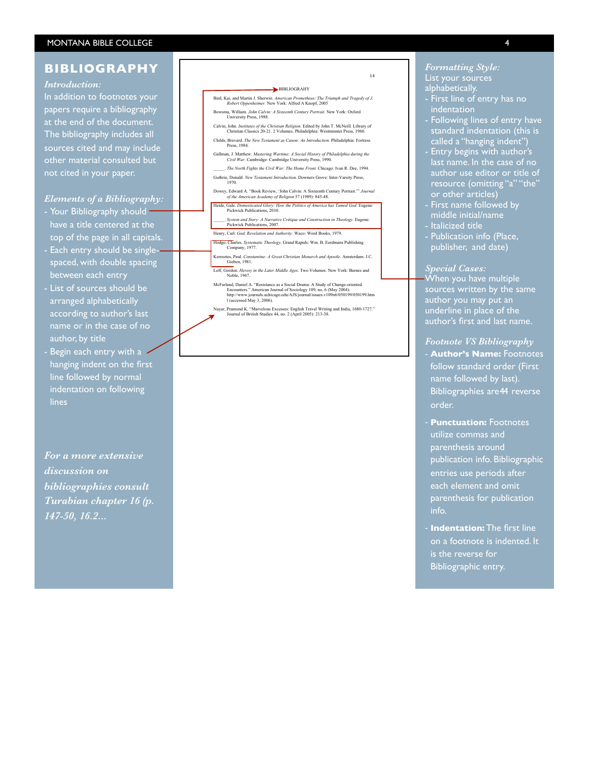# BIBLIOGRAPHY

*Introduction:*

In addition to footnotes your papers require a bibliography at the end of the document. The bibliography includes all sources cited and may include other material consulted but not cited in your paper.

*Elements of a Bibliography:*

- Your Bibliography should have a title centered at the top of the page in all capitals.
- Each entry should be single-spaced, with double spacing between each entry
- List of sources should be arranged alphabetically according to author's last name or in the case of no author, by title
- Begin each entry with a hanging indent on the first line followed by normal indentation on following lines

*For a more extensive discussion on bibliographies consult Turabian chapter 16 (p. 147-50, 16.2...*

14

BIBLIOGRAHY

Bird, Kai, and Martin J. Sherwin. *American Prometheus: The Triumph and Tragedy of J. Robert Oppenheimer*. New York: Alfred A Knopf, 2005

Bowsma, William. *John Calvin: A Sixteenth Century Portrait.* New York: Oxford University Press, 1988.

Calvin, John. *Institutes of the Christian Religion.* Edited by John T. McNeill. Library of Christian Classics 20-21. 2 Volumes. Philadelphia: Westminster Press, 1960.

Childs, Brevard. *The New Testament as Canon: An Introduction.* Philadelphia: Fortress Press, 1984.

Gallman, J. Matthew. *Mastering Wartime: A Social History of Philadelphia during the Civil War.* Cambridge: Cambridge University Press, 1990.

\_\_\_\_\_. *The North Fights the Civil War: The Home Front.* Chicago: Ivan R. Dee, 1994.

Guthrie, Donald. *New Testament Introduction.* Downers Grove: Inter-Varsity Press, 1970.

Dowey, Edward A. "Book Review, 'John Calvin: A Sixteenth Century Portrait.'" *Journal of the American Academy of Religion* 57 (1989): 845-48.

Heide, Gale. *Domesticated Glory: How the Politics of America has Tamed God.* Eugene: Pickwick Publications, 2010.

\_\_\_\_\_. *System and Story: A Narrative Critique and Construction in Theology.* Eugene: Pickwick Publications, 2007.

Henry, Carl. *God, Revelation and Authority.* Waco: Word Books, 1979.

Hodge, Charles. *Systematic Theology.* Grand Rapids: Wm. B. Eerdmans Publishing Company, 1977.

Keresztes, Paul. *Constantine: A Great Christian Monarch and Apostle.* Amsterdam: J.C. Gieben, 1981.

Leff, Gordon. *Heresy in the Later Middle Ages.* Two Volumes. New York: Barnes and Noble, 1967.

McFarland, Daniel A. "Resistance as a Social Drama: A Study of Change-oriented Encounters." American Journal of Sociology 109, no. 6 (May 2004). http://www.journals.uchicago.edu/AJS/journal/issues.v109n6/050199/050199.html (accessed May 3, 2006).

Nayar, Pramond K. "Marvelous Excesses: English Travel Writing and India, 1680-1727." Journal of British Studies 44, no. 2 (April 2005): 213-38.

*Formatting Style:*

List your sources alphabetically.

- First line of entry has no indentation
- Following lines of entry have standard indentation (this is called a "hanging indent")
- Entry begins with author's last name. In the case of no author use editor or title of resource (omitting "a" "the" or other articles)
- First name followed by middle initial/name
- Italicized title
- Publication info (Place, publisher, and date)

*Special Cases:*

When you have multiple sources written by the same author you may put an underline in place of the author's first and last name.

*Footnote VS Bibliography*

- **Author's Name:** Footnotes follow standard order (First name followed by last). Bibliographies are44 reverse order.
- **Punctuation:** Footnotes utilize commas and parenthesis around publication info. Bibliographic entries use periods after each element and omit parenthesis for publication info.
- **Indentation:** The first line on a footnote is indented. It is the reverse for Bibliographic entry.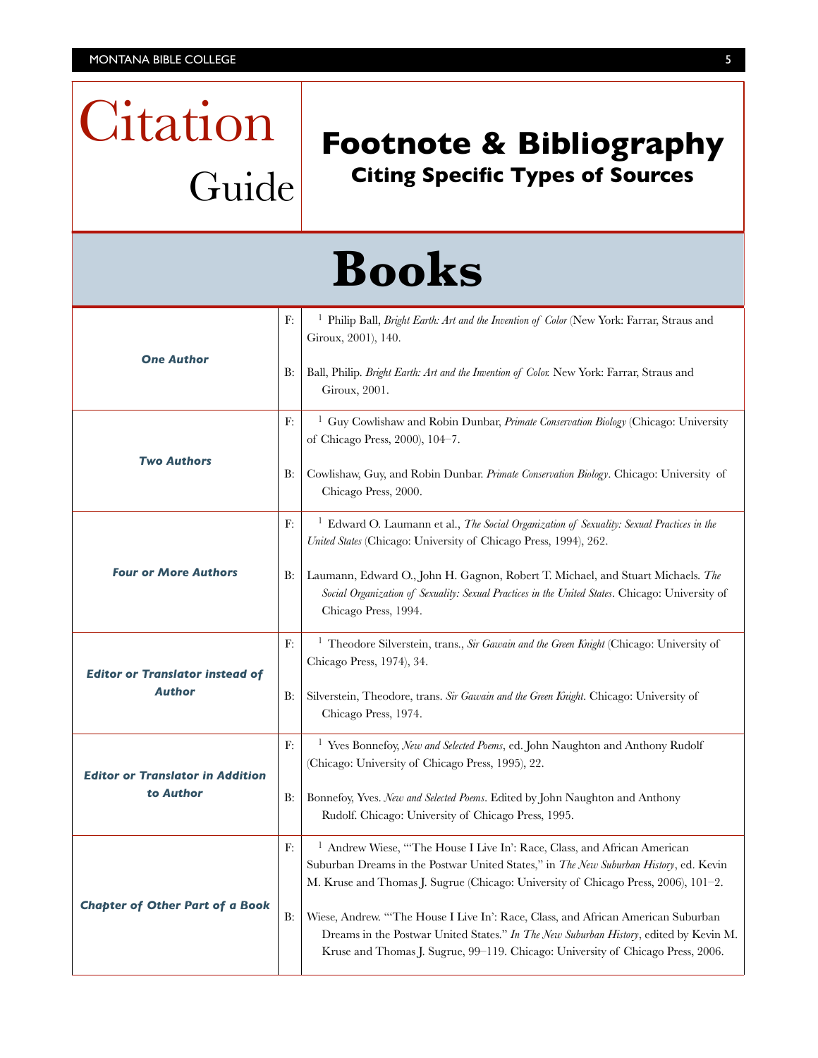# Citation Guide

## Footnote & Bibliography

### Citing Specific Types of Sources

# Books

| | | |
|---|---|---|
| ***One Author*** | F: | [1] Philip Ball, *Bright Earth: Art and the Invention of Color* (New York: Farrar, Straus and Giroux, 2001), 140. |
| | B: | Ball, Philip. *Bright Earth: Art and the Invention of Color.* New York: Farrar, Straus and Giroux, 2001. |
| ***Two Authors*** | F: | [1] Guy Cowlishaw and Robin Dunbar, *Primate Conservation Biology* (Chicago: University of Chicago Press, 2000), 104–7. |
| | B: | Cowlishaw, Guy, and Robin Dunbar. *Primate Conservation Biology*. Chicago: University of Chicago Press, 2000. |
| ***Four or More Authors*** | F: | [1] Edward O. Laumann et al., *The Social Organization of Sexuality: Sexual Practices in the United States* (Chicago: University of Chicago Press, 1994), 262. |
| | B: | Laumann, Edward O., John H. Gagnon, Robert T. Michael, and Stuart Michaels. *The Social Organization of Sexuality: Sexual Practices in the United States*. Chicago: University of Chicago Press, 1994. |
| ***Editor or Translator instead of Author*** | F: | [1] Theodore Silverstein, trans., *Sir Gawain and the Green Knight* (Chicago: University of Chicago Press, 1974), 34. |
| | B: | Silverstein, Theodore, trans. *Sir Gawain and the Green Knight*. Chicago: University of Chicago Press, 1974. |
| ***Editor or Translator in Addition to Author*** | F: | [1] Yves Bonnefoy, *New and Selected Poems*, ed. John Naughton and Anthony Rudolf (Chicago: University of Chicago Press, 1995), 22. |
| | B: | Bonnefoy, Yves. *New and Selected Poems*. Edited by John Naughton and Anthony Rudolf. Chicago: University of Chicago Press, 1995. |
| ***Chapter of Other Part of a Book*** | F: | [1] Andrew Wiese, "'The House I Live In': Race, Class, and African American Suburban Dreams in the Postwar United States," in *The New Suburban History*, ed. Kevin M. Kruse and Thomas J. Sugrue (Chicago: University of Chicago Press, 2006), 101–2. |
| | B: | Wiese, Andrew. "'The House I Live In': Race, Class, and African American Suburban Dreams in the Postwar United States." *In The New Suburban History*, edited by Kevin M. Kruse and Thomas J. Sugrue, 99–119. Chicago: University of Chicago Press, 2006. |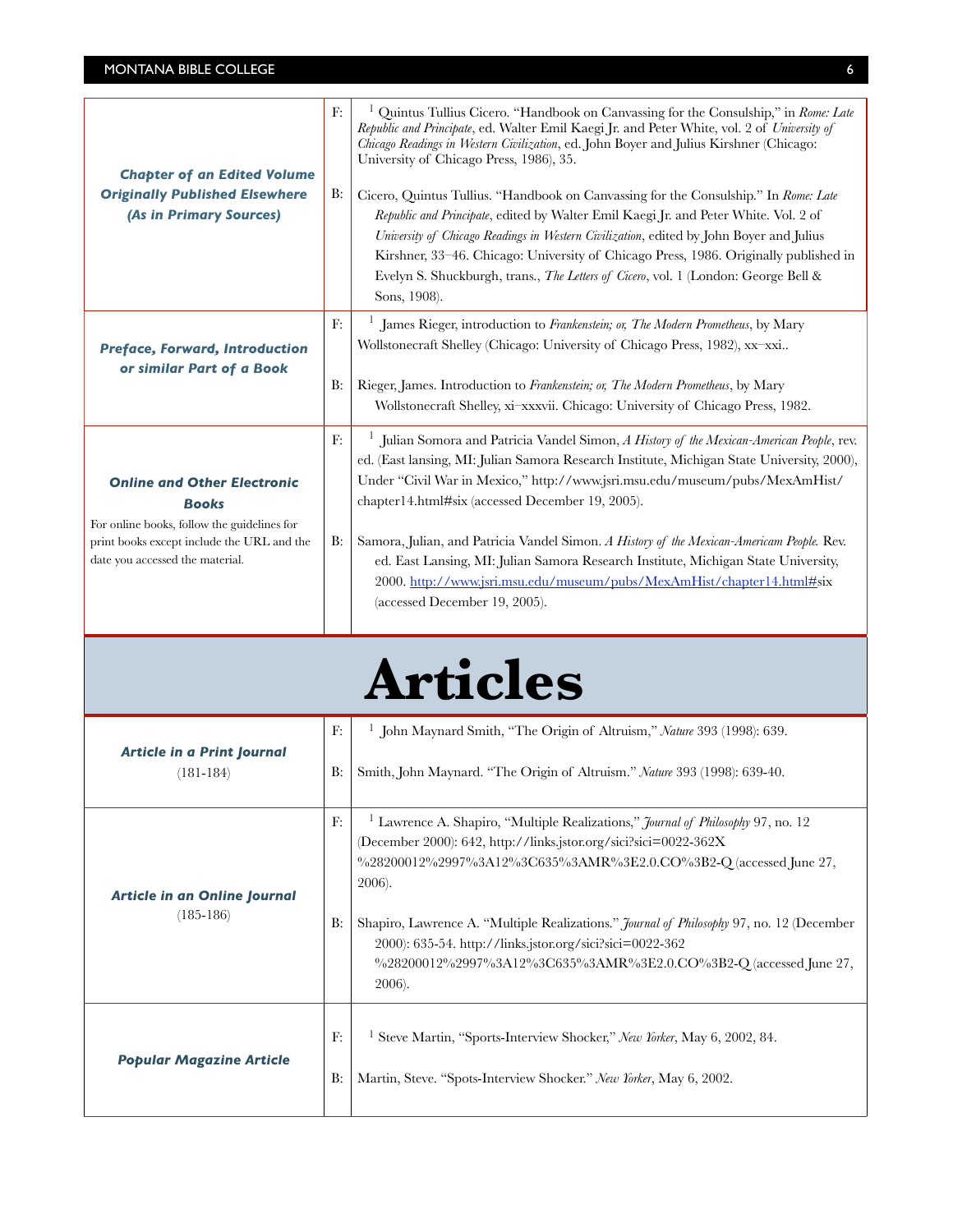| | | |
|---|---|---|
| ***Chapter of an Edited Volume Originally Published Elsewhere (As in Primary Sources)*** | F: | [1] Quintus Tullius Cicero. "Handbook on Canvassing for the Consulship," in *Rome: Late Republic and Principate*, ed. Walter Emil Kaegi Jr. and Peter White, vol. 2 of *University of Chicago Readings in Western Civilization*, ed. John Boyer and Julius Kirshner (Chicago: University of Chicago Press, 1986), 35. |
| | B: | Cicero, Quintus Tullius. "Handbook on Canvassing for the Consulship." In *Rome: Late Republic and Principate*, edited by Walter Emil Kaegi Jr. and Peter White. Vol. 2 of *University of Chicago Readings in Western Civilization*, edited by John Boyer and Julius Kirshner, 33–46. Chicago: University of Chicago Press, 1986. Originally published in Evelyn S. Shuckburgh, trans., *The Letters of Cicero*, vol. 1 (London: George Bell & Sons, 1908). |
| ***Preface, Forward, Introduction or similar Part of a Book*** | F: | [1] James Rieger, introduction to *Frankenstein; or, The Modern Prometheus*, by Mary Wollstonecraft Shelley (Chicago: University of Chicago Press, 1982), xx–xxi.. |
| | B: | Rieger, James. Introduction to *Frankenstein; or, The Modern Prometheus*, by Mary Wollstonecraft Shelley, xi–xxxvii. Chicago: University of Chicago Press, 1982. |
| ***Online and Other Electronic Books*** For online books, follow the guidelines for print books except include the URL and the date you accessed the material. | F: | [1] Julian Somora and Patricia Vandel Simon, *A History of the Mexican-American People*, rev. ed. (East lansing, MI: Julian Samora Research Institute, Michigan State University, 2000), Under "Civil War in Mexico," http://www.jsri.msu.edu/museum/pubs/MexAmHist/chapter14.html#six (accessed December 19, 2005). |
| | B: | Samora, Julian, and Patricia Vandel Simon. *A History of the Mexican-Americam People.* Rev. ed. East Lansing, MI: Julian Samora Research Institute, Michigan State University, 2000. http://www.jsri.msu.edu/museum/pubs/MexAmHist/chapter14.html#six (accessed December 19, 2005). |

# Articles

| | | |
|---|---|---|
| ***Article in a Print Journal*** (181-184) | F: | [1] John Maynard Smith, "The Origin of Altruism," *Nature* 393 (1998): 639. |
| | B: | Smith, John Maynard. "The Origin of Altruism." *Nature* 393 (1998): 639-40. |
| ***Article in an Online Journal*** (185-186) | F: | [1] Lawrence A. Shapiro, "Multiple Realizations," *Journal of Philosophy* 97, no. 12 (December 2000): 642, http://links.jstor.org/sici?sici=0022-362X%28200012%2997%3A12%3C635%3AMR%3E2.0.CO%3B2-Q (accessed June 27, 2006). |
| | B: | Shapiro, Lawrence A. "Multiple Realizations." *Journal of Philosophy* 97, no. 12 (December 2000): 635-54. http://links.jstor.org/sici?sici=0022-362%28200012%2997%3A12%3C635%3AMR%3E2.0.CO%3B2-Q (accessed June 27, 2006). |
| ***Popular Magazine Article*** | F: | [1] Steve Martin, "Sports-Interview Shocker," *New Yorker*, May 6, 2002, 84. |
| | B: | Martin, Steve. "Spots-Interview Shocker." *New Yorker*, May 6, 2002. |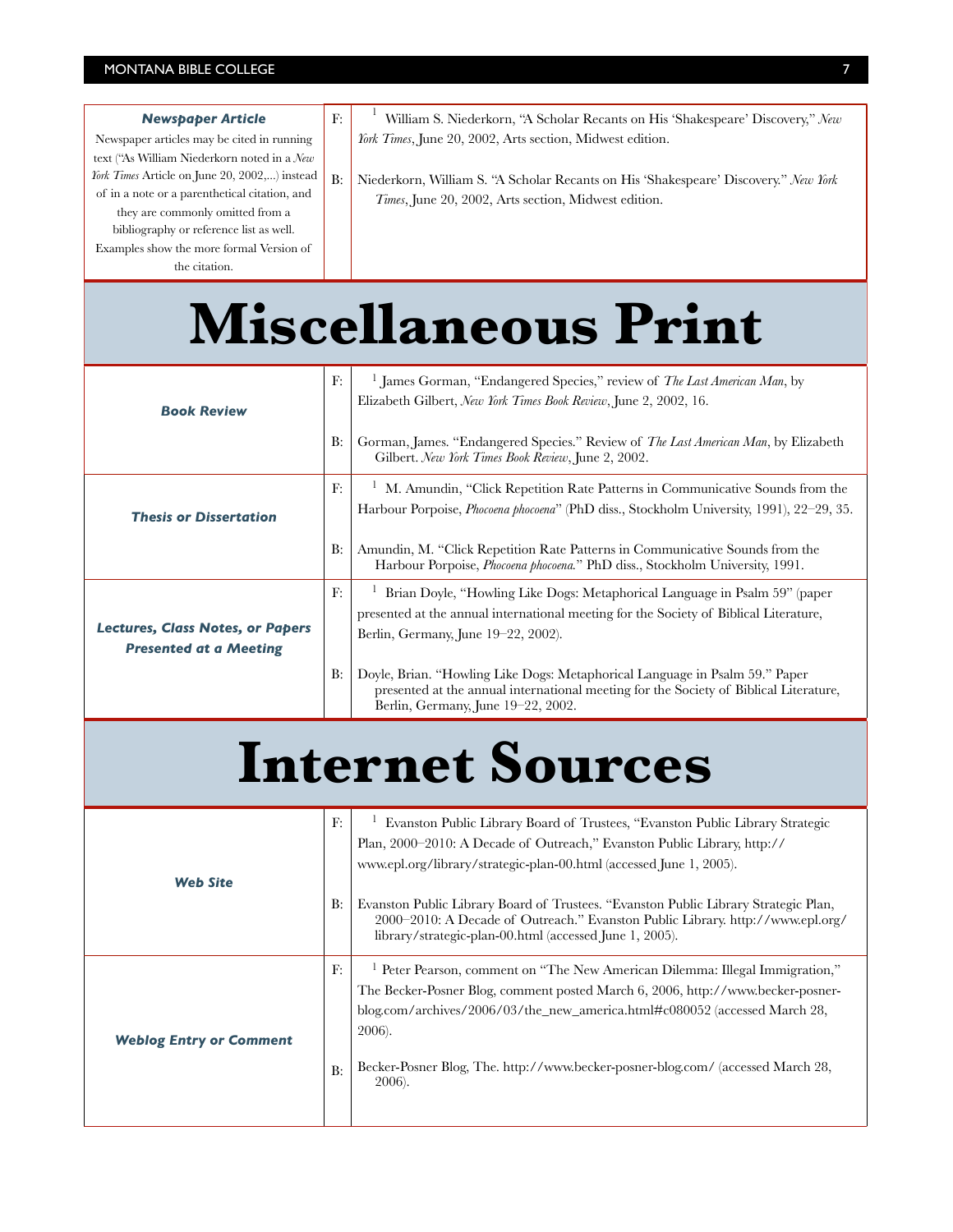| Newspaper Article | | |
|---|---|---|
| Newspaper articles may be cited in running text ("As William Niederkorn noted in a *New York Times* Article on June 20, 2002,...) instead of in a note or a parenthetical citation, and they are commonly omitted from a bibliography or reference list as well. Examples show the more formal Version of the citation. | F: | [1] William S. Niederkorn, "A Scholar Recants on His 'Shakespeare' Discovery," *New York Times*, June 20, 2002, Arts section, Midwest edition. |
| | B: | Niederkorn, William S. "A Scholar Recants on His 'Shakespeare' Discovery." *New York Times*, June 20, 2002, Arts section, Midwest edition. |

# Miscellaneous Print

| | | |
|---|---|---|
| ***Book Review*** | F: | [1] James Gorman, "Endangered Species," review of *The Last American Man*, by Elizabeth Gilbert, *New York Times Book Review*, June 2, 2002, 16. |
| | B: | Gorman, James. "Endangered Species." Review of *The Last American Man*, by Elizabeth Gilbert. *New York Times Book Review*, June 2, 2002. |
| ***Thesis or Dissertation*** | F: | [1] M. Amundin, "Click Repetition Rate Patterns in Communicative Sounds from the Harbour Porpoise, *Phocoena phocoena*" (PhD diss., Stockholm University, 1991), 22–29, 35. |
| | B: | Amundin, M. "Click Repetition Rate Patterns in Communicative Sounds from the Harbour Porpoise, *Phocoena phocoena*." PhD diss., Stockholm University, 1991. |
| ***Lectures, Class Notes, or Papers Presented at a Meeting*** | F: | [1] Brian Doyle, "Howling Like Dogs: Metaphorical Language in Psalm 59" (paper presented at the annual international meeting for the Society of Biblical Literature, Berlin, Germany, June 19–22, 2002). |
| | B: | Doyle, Brian. "Howling Like Dogs: Metaphorical Language in Psalm 59." Paper presented at the annual international meeting for the Society of Biblical Literature, Berlin, Germany, June 19–22, 2002. |

# Internet Sources

| | | |
|---|---|---|
| ***Web Site*** | F: | [1] Evanston Public Library Board of Trustees, "Evanston Public Library Strategic Plan, 2000–2010: A Decade of Outreach," Evanston Public Library, http://www.epl.org/library/strategic-plan-00.html (accessed June 1, 2005). |
| | B: | Evanston Public Library Board of Trustees. "Evanston Public Library Strategic Plan, 2000–2010: A Decade of Outreach." Evanston Public Library. http://www.epl.org/library/strategic-plan-00.html (accessed June 1, 2005). |
| ***Weblog Entry or Comment*** | F: | [1] Peter Pearson, comment on "The New American Dilemma: Illegal Immigration," The Becker-Posner Blog, comment posted March 6, 2006, http://www.becker-posner-blog.com/archives/2006/03/the_new_america.html#c080052 (accessed March 28, 2006). |
| | B: | Becker-Posner Blog, The. http://www.becker-posner-blog.com/ (accessed March 28, 2006). |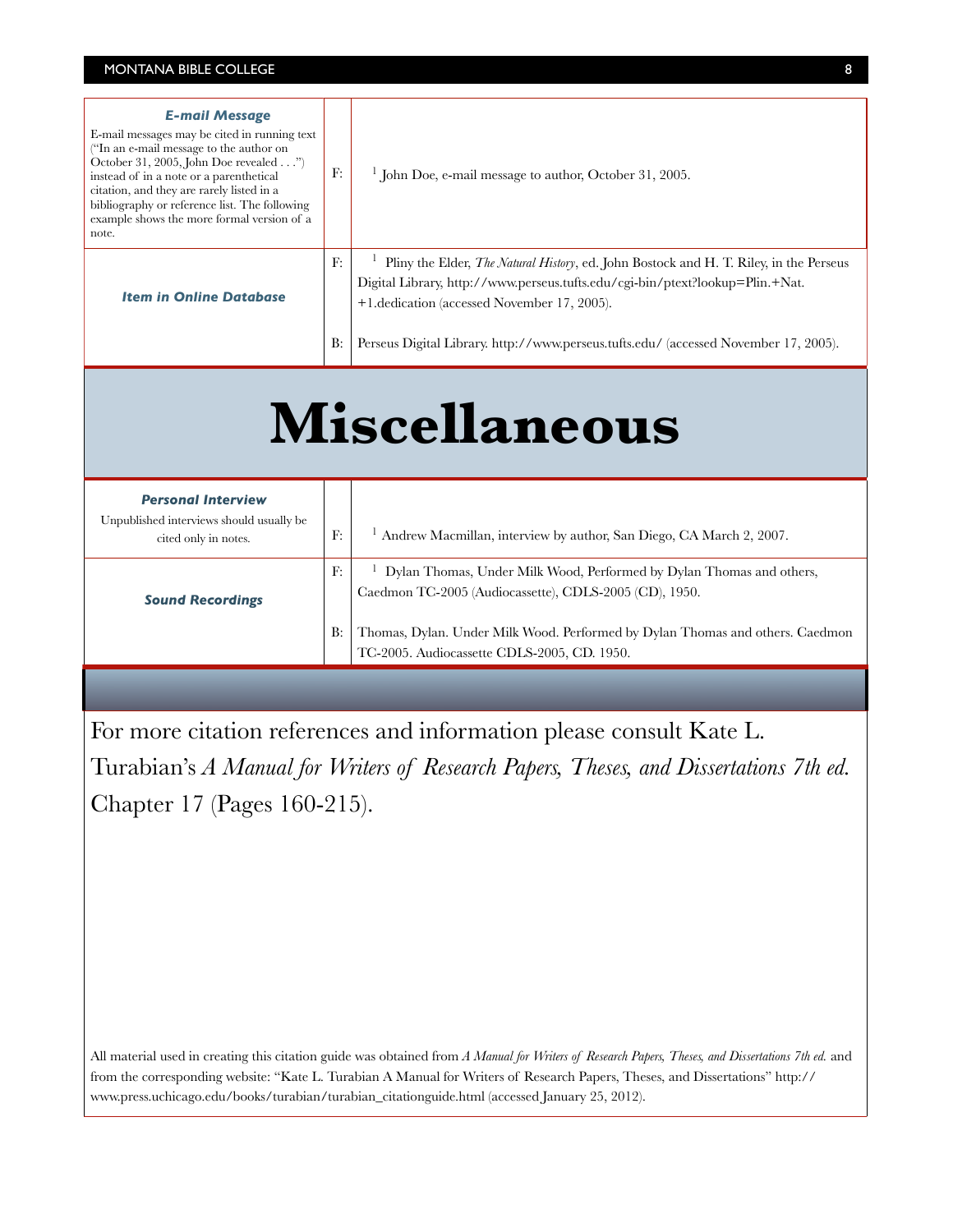| | | |
|---|---|---|
| ***E-mail Message*** E-mail messages may be cited in running text ("In an e-mail message to the author on October 31, 2005, John Doe revealed . . .") instead of in a note or a parenthetical citation, and they are rarely listed in a bibliography or reference list. The following example shows the more formal version of a note. | F: | [1] John Doe, e-mail message to author, October 31, 2005. |
| ***Item in Online Database*** | F: | [1] Pliny the Elder, *The Natural History*, ed. John Bostock and H. T. Riley, in the Perseus Digital Library, http://www.perseus.tufts.edu/cgi-bin/ptext?lookup=Plin.+Nat.+1.dedication (accessed November 17, 2005). |
| | B: | Perseus Digital Library. http://www.perseus.tufts.edu/ (accessed November 17, 2005). |

# Miscellaneous

| | | |
|---|---|---|
| ***Personal Interview*** Unpublished interviews should usually be cited only in notes. | F: | [1] Andrew Macmillan, interview by author, San Diego, CA March 2, 2007. |
| ***Sound Recordings*** | F: | [1] Dylan Thomas, Under Milk Wood, Performed by Dylan Thomas and others, Caedmon TC-2005 (Audiocassette), CDLS-2005 (CD), 1950. |
| | B: | Thomas, Dylan. Under Milk Wood. Performed by Dylan Thomas and others. Caedmon TC-2005. Audiocassette CDLS-2005, CD. 1950. |

For more citation references and information please consult Kate L. Turabian's *A Manual for Writers of Research Papers, Theses, and Dissertations 7th ed.* Chapter 17 (Pages 160-215).

All material used in creating this citation guide was obtained from *A Manual for Writers of Research Papers, Theses, and Dissertations 7th ed.* and from the corresponding website: "Kate L. Turabian A Manual for Writers of Research Papers, Theses, and Dissertations" http://www.press.uchicago.edu/books/turabian/turabian_citationguide.html (accessed January 25, 2012).